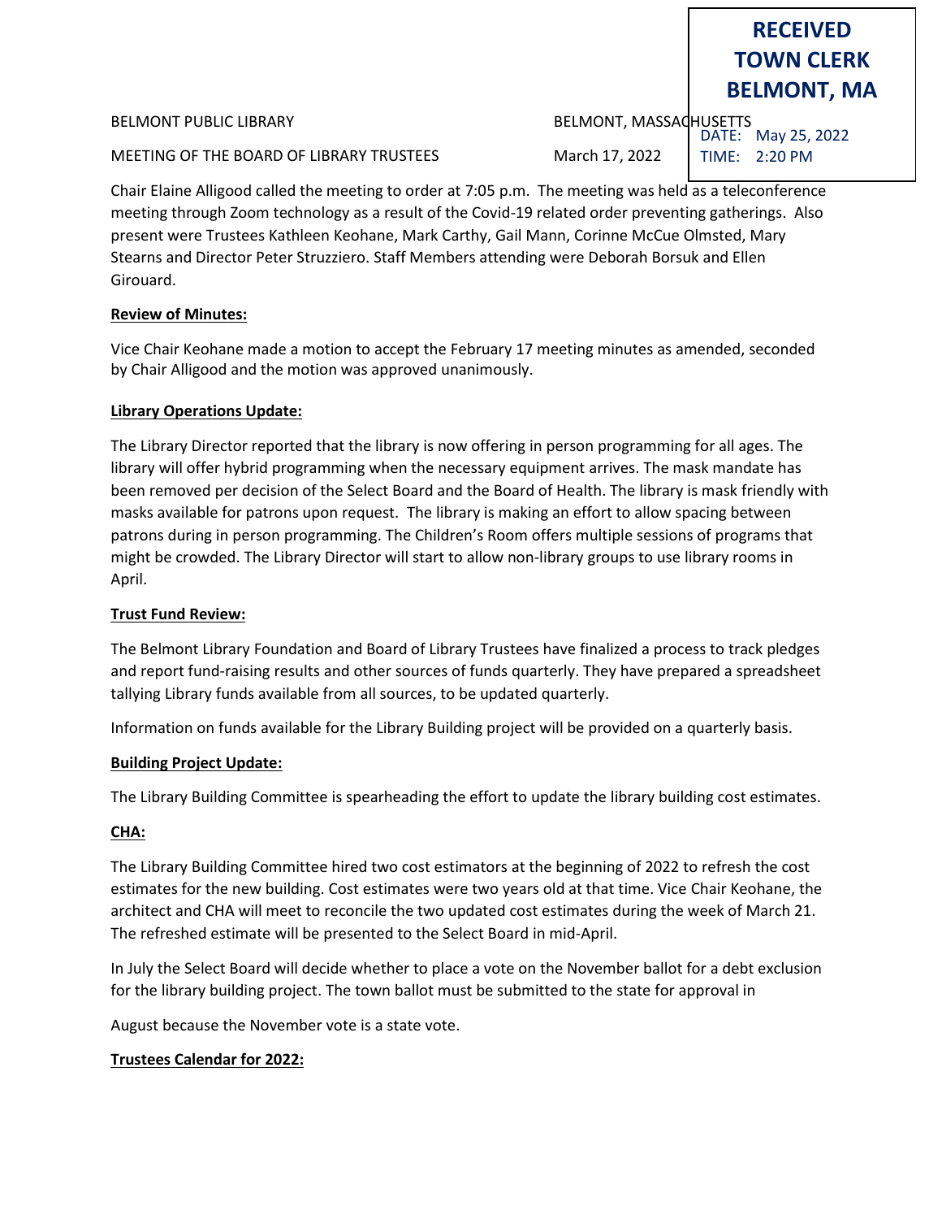**RECEIVED**
**TOWN CLERK**
**BELMONT, MA**

DATE: May 25, 2022
TIME: 2:20 PM

BELMONT PUBLIC LIBRARY BELMONT, MASSACHUSETTS

MEETING OF THE BOARD OF LIBRARY TRUSTEES March 17, 2022

Chair Elaine Alligood called the meeting to order at 7:05 p.m. The meeting was held as a teleconference meeting through Zoom technology as a result of the Covid-19 related order preventing gatherings. Also present were Trustees Kathleen Keohane, Mark Carthy, Gail Mann, Corinne McCue Olmsted, Mary Stearns and Director Peter Struzziero. Staff Members attending were Deborah Borsuk and Ellen Girouard.

**Review of Minutes:**

Vice Chair Keohane made a motion to accept the February 17 meeting minutes as amended, seconded by Chair Alligood and the motion was approved unanimously.

**Library Operations Update:**

The Library Director reported that the library is now offering in person programming for all ages. The library will offer hybrid programming when the necessary equipment arrives. The mask mandate has been removed per decision of the Select Board and the Board of Health. The library is mask friendly with masks available for patrons upon request. The library is making an effort to allow spacing between patrons during in person programming. The Children's Room offers multiple sessions of programs that might be crowded. The Library Director will start to allow non-library groups to use library rooms in April.

**Trust Fund Review:**

The Belmont Library Foundation and Board of Library Trustees have finalized a process to track pledges and report fund-raising results and other sources of funds quarterly. They have prepared a spreadsheet tallying Library funds available from all sources, to be updated quarterly.

Information on funds available for the Library Building project will be provided on a quarterly basis.

**Building Project Update:**

The Library Building Committee is spearheading the effort to update the library building cost estimates.

**CHA:**

The Library Building Committee hired two cost estimators at the beginning of 2022 to refresh the cost estimates for the new building. Cost estimates were two years old at that time. Vice Chair Keohane, the architect and CHA will meet to reconcile the two updated cost estimates during the week of March 21. The refreshed estimate will be presented to the Select Board in mid-April.

In July the Select Board will decide whether to place a vote on the November ballot for a debt exclusion for the library building project. The town ballot must be submitted to the state for approval in August because the November vote is a state vote.

**Trustees Calendar for 2022:**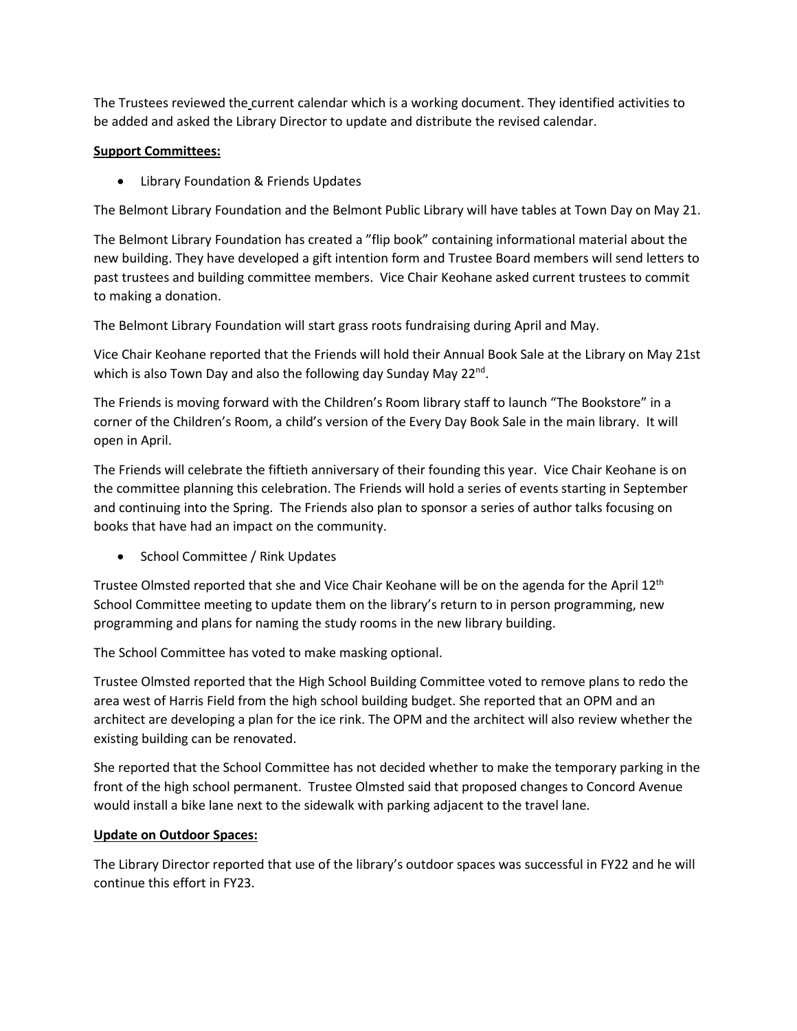The Trustees reviewed the current calendar which is a working document. They identified activities to be added and asked the Library Director to update and distribute the revised calendar.

**Support Committees:**

- Library Foundation & Friends Updates

The Belmont Library Foundation and the Belmont Public Library will have tables at Town Day on May 21.

The Belmont Library Foundation has created a "flip book" containing informational material about the new building. They have developed a gift intention form and Trustee Board members will send letters to past trustees and building committee members. Vice Chair Keohane asked current trustees to commit to making a donation.

The Belmont Library Foundation will start grass roots fundraising during April and May.

Vice Chair Keohane reported that the Friends will hold their Annual Book Sale at the Library on May 21st which is also Town Day and also the following day Sunday May 22nd.

The Friends is moving forward with the Children's Room library staff to launch "The Bookstore" in a corner of the Children's Room, a child's version of the Every Day Book Sale in the main library. It will open in April.

The Friends will celebrate the fiftieth anniversary of their founding this year. Vice Chair Keohane is on the committee planning this celebration. The Friends will hold a series of events starting in September and continuing into the Spring. The Friends also plan to sponsor a series of author talks focusing on books that have had an impact on the community.

- School Committee / Rink Updates

Trustee Olmsted reported that she and Vice Chair Keohane will be on the agenda for the April 12th School Committee meeting to update them on the library's return to in person programming, new programming and plans for naming the study rooms in the new library building.

The School Committee has voted to make masking optional.

Trustee Olmsted reported that the High School Building Committee voted to remove plans to redo the area west of Harris Field from the high school building budget. She reported that an OPM and an architect are developing a plan for the ice rink. The OPM and the architect will also review whether the existing building can be renovated.

She reported that the School Committee has not decided whether to make the temporary parking in the front of the high school permanent. Trustee Olmsted said that proposed changes to Concord Avenue would install a bike lane next to the sidewalk with parking adjacent to the travel lane.

**Update on Outdoor Spaces:**

The Library Director reported that use of the library's outdoor spaces was successful in FY22 and he will continue this effort in FY23.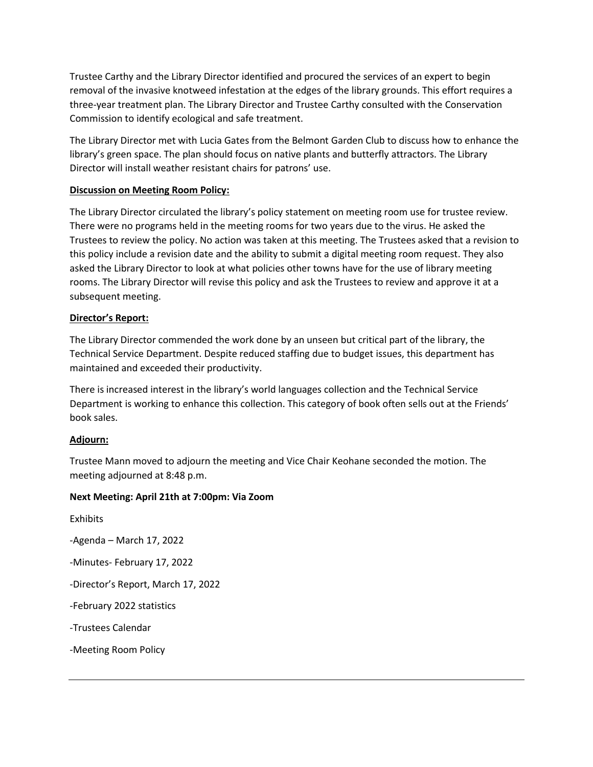Trustee Carthy and the Library Director identified and procured the services of an expert to begin removal of the invasive knotweed infestation at the edges of the library grounds. This effort requires a three-year treatment plan. The Library Director and Trustee Carthy consulted with the Conservation Commission to identify ecological and safe treatment.

The Library Director met with Lucia Gates from the Belmont Garden Club to discuss how to enhance the library's green space. The plan should focus on native plants and butterfly attractors. The Library Director will install weather resistant chairs for patrons' use.

**Discussion on Meeting Room Policy:**

The Library Director circulated the library's policy statement on meeting room use for trustee review. There were no programs held in the meeting rooms for two years due to the virus. He asked the Trustees to review the policy. No action was taken at this meeting. The Trustees asked that a revision to this policy include a revision date and the ability to submit a digital meeting room request. They also asked the Library Director to look at what policies other towns have for the use of library meeting rooms. The Library Director will revise this policy and ask the Trustees to review and approve it at a subsequent meeting.

**Director's Report:**

The Library Director commended the work done by an unseen but critical part of the library, the Technical Service Department. Despite reduced staffing due to budget issues, this department has maintained and exceeded their productivity.

There is increased interest in the library's world languages collection and the Technical Service Department is working to enhance this collection. This category of book often sells out at the Friends' book sales.

**Adjourn:**

Trustee Mann moved to adjourn the meeting and Vice Chair Keohane seconded the motion. The meeting adjourned at 8:48 p.m.

**Next Meeting: April 21th at 7:00pm: Via Zoom**

Exhibits

-Agenda – March 17, 2022

-Minutes- February 17, 2022

-Director's Report, March 17, 2022

-February 2022 statistics

-Trustees Calendar

-Meeting Room Policy